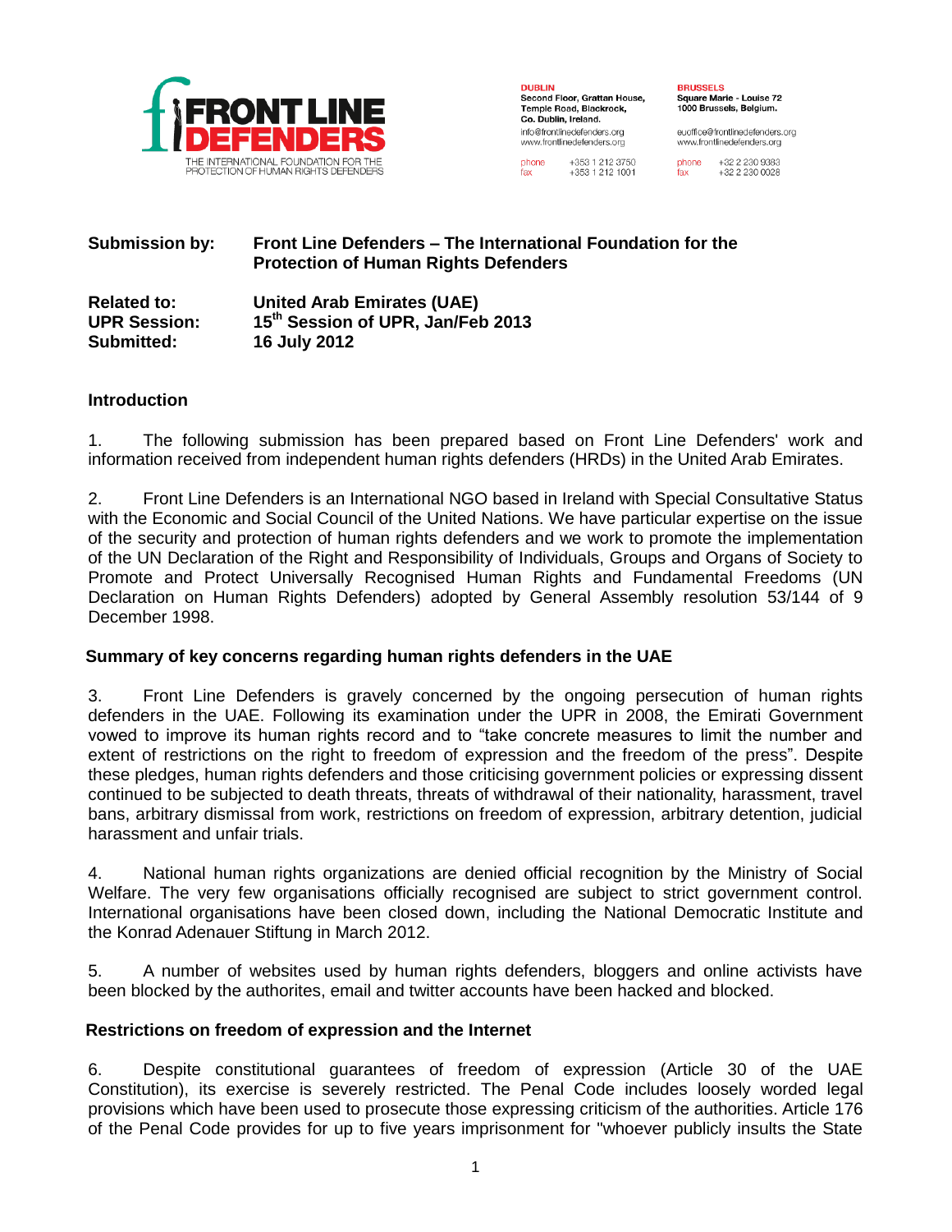**FRONT LINE DEFENDERS**
THE INTERNATIONAL FOUNDATION FOR THE PROTECTION OF HUMAN RIGHTS DEFENDERS

**DUBLIN**
**Second Floor, Grattan House, Temple Road, Blackrock, Co. Dublin, Ireland.**
info@frontlinedefenders.org
www.frontlinedefenders.org
phone +353 1 212 3750
fax +353 1 212 1001

**BRUSSELS**
**Square Marie - Louise 72**
**1000 Brussels, Belgium.**
euoffice@frontlinedefenders.org
www.frontlinedefenders.org
phone +32 2 230 9383
fax +32 2 230 0028

**Submission by:** **Front Line Defenders – The International Foundation for the Protection of Human Rights Defenders**

**Related to:** **United Arab Emirates (UAE)**
**UPR Session:** **15th Session of UPR, Jan/Feb 2013**
**Submitted:** **16 July 2012**

## Introduction

1. The following submission has been prepared based on Front Line Defenders' work and information received from independent human rights defenders (HRDs) in the United Arab Emirates.

2. Front Line Defenders is an International NGO based in Ireland with Special Consultative Status with the Economic and Social Council of the United Nations. We have particular expertise on the issue of the security and protection of human rights defenders and we work to promote the implementation of the UN Declaration of the Right and Responsibility of Individuals, Groups and Organs of Society to Promote and Protect Universally Recognised Human Rights and Fundamental Freedoms (UN Declaration on Human Rights Defenders) adopted by General Assembly resolution 53/144 of 9 December 1998.

## Summary of key concerns regarding human rights defenders in the UAE

3. Front Line Defenders is gravely concerned by the ongoing persecution of human rights defenders in the UAE. Following its examination under the UPR in 2008, the Emirati Government vowed to improve its human rights record and to "take concrete measures to limit the number and extent of restrictions on the right to freedom of expression and the freedom of the press". Despite these pledges, human rights defenders and those criticising government policies or expressing dissent continued to be subjected to death threats, threats of withdrawal of their nationality, harassment, travel bans, arbitrary dismissal from work, restrictions on freedom of expression, arbitrary detention, judicial harassment and unfair trials.

4. National human rights organizations are denied official recognition by the Ministry of Social Welfare. The very few organisations officially recognised are subject to strict government control. International organisations have been closed down, including the National Democratic Institute and the Konrad Adenauer Stiftung in March 2012.

5. A number of websites used by human rights defenders, bloggers and online activists have been blocked by the authorites, email and twitter accounts have been hacked and blocked.

## Restrictions on freedom of expression and the Internet

6. Despite constitutional guarantees of freedom of expression (Article 30 of the UAE Constitution), its exercise is severely restricted. The Penal Code includes loosely worded legal provisions which have been used to prosecute those expressing criticism of the authorities. Article 176 of the Penal Code provides for up to five years imprisonment for "whoever publicly insults the State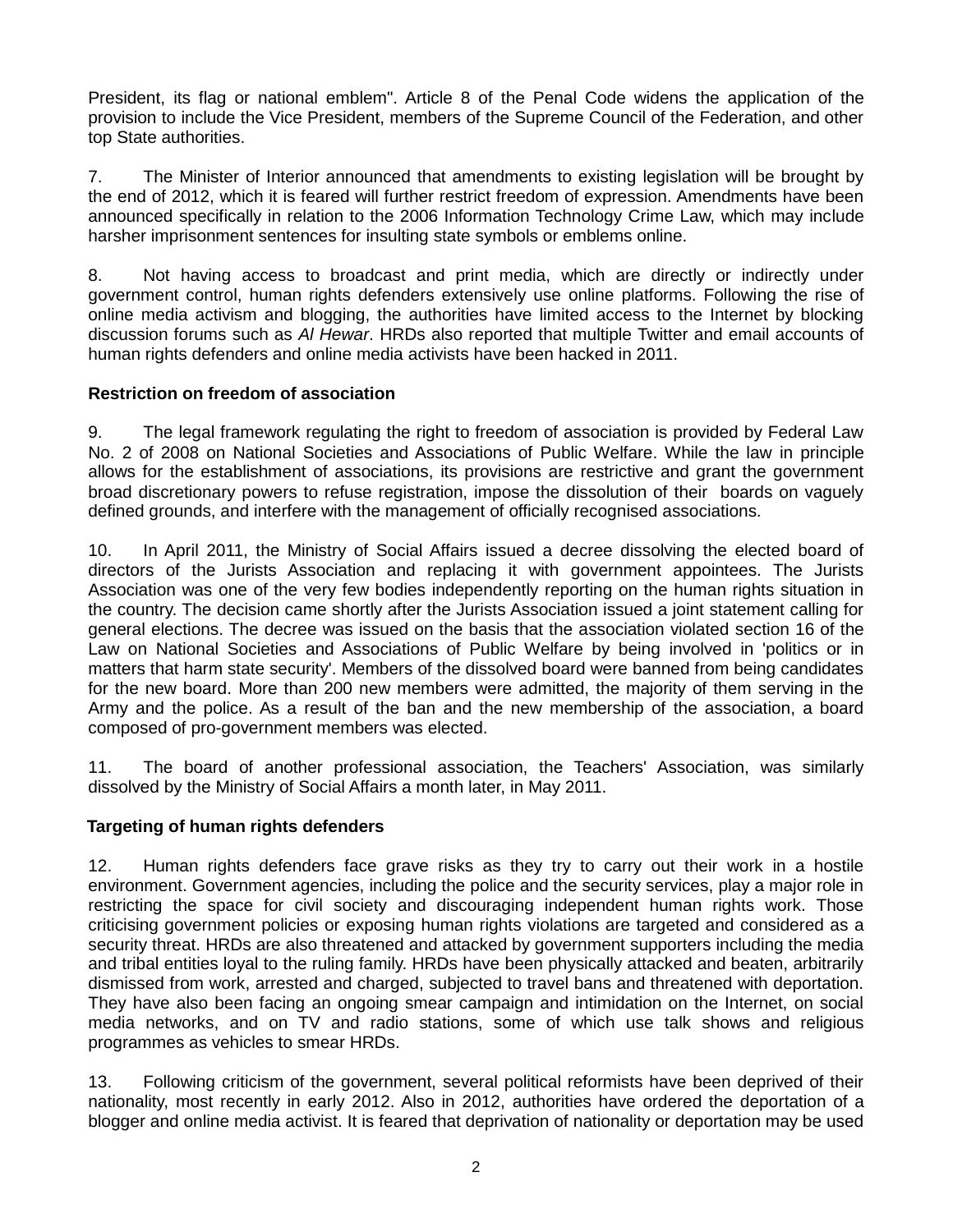President, its flag or national emblem". Article 8 of the Penal Code widens the application of the provision to include the Vice President, members of the Supreme Council of the Federation, and other top State authorities.

7. The Minister of Interior announced that amendments to existing legislation will be brought by the end of 2012, which it is feared will further restrict freedom of expression. Amendments have been announced specifically in relation to the 2006 Information Technology Crime Law, which may include harsher imprisonment sentences for insulting state symbols or emblems online.

8. Not having access to broadcast and print media, which are directly or indirectly under government control, human rights defenders extensively use online platforms. Following the rise of online media activism and blogging, the authorities have limited access to the Internet by blocking discussion forums such as *Al Hewar*. HRDs also reported that multiple Twitter and email accounts of human rights defenders and online media activists have been hacked in 2011.

**Restriction on freedom of association**

9. The legal framework regulating the right to freedom of association is provided by Federal Law No. 2 of 2008 on National Societies and Associations of Public Welfare. While the law in principle allows for the establishment of associations, its provisions are restrictive and grant the government broad discretionary powers to refuse registration, impose the dissolution of their boards on vaguely defined grounds, and interfere with the management of officially recognised associations.

10. In April 2011, the Ministry of Social Affairs issued a decree dissolving the elected board of directors of the Jurists Association and replacing it with government appointees. The Jurists Association was one of the very few bodies independently reporting on the human rights situation in the country. The decision came shortly after the Jurists Association issued a joint statement calling for general elections. The decree was issued on the basis that the association violated section 16 of the Law on National Societies and Associations of Public Welfare by being involved in 'politics or in matters that harm state security'. Members of the dissolved board were banned from being candidates for the new board. More than 200 new members were admitted, the majority of them serving in the Army and the police. As a result of the ban and the new membership of the association, a board composed of pro-government members was elected.

11. The board of another professional association, the Teachers' Association, was similarly dissolved by the Ministry of Social Affairs a month later, in May 2011.

**Targeting of human rights defenders**

12. Human rights defenders face grave risks as they try to carry out their work in a hostile environment. Government agencies, including the police and the security services, play a major role in restricting the space for civil society and discouraging independent human rights work. Those criticising government policies or exposing human rights violations are targeted and considered as a security threat. HRDs are also threatened and attacked by government supporters including the media and tribal entities loyal to the ruling family. HRDs have been physically attacked and beaten, arbitrarily dismissed from work, arrested and charged, subjected to travel bans and threatened with deportation. They have also been facing an ongoing smear campaign and intimidation on the Internet, on social media networks, and on TV and radio stations, some of which use talk shows and religious programmes as vehicles to smear HRDs.

13. Following criticism of the government, several political reformists have been deprived of their nationality, most recently in early 2012. Also in 2012, authorities have ordered the deportation of a blogger and online media activist. It is feared that deprivation of nationality or deportation may be used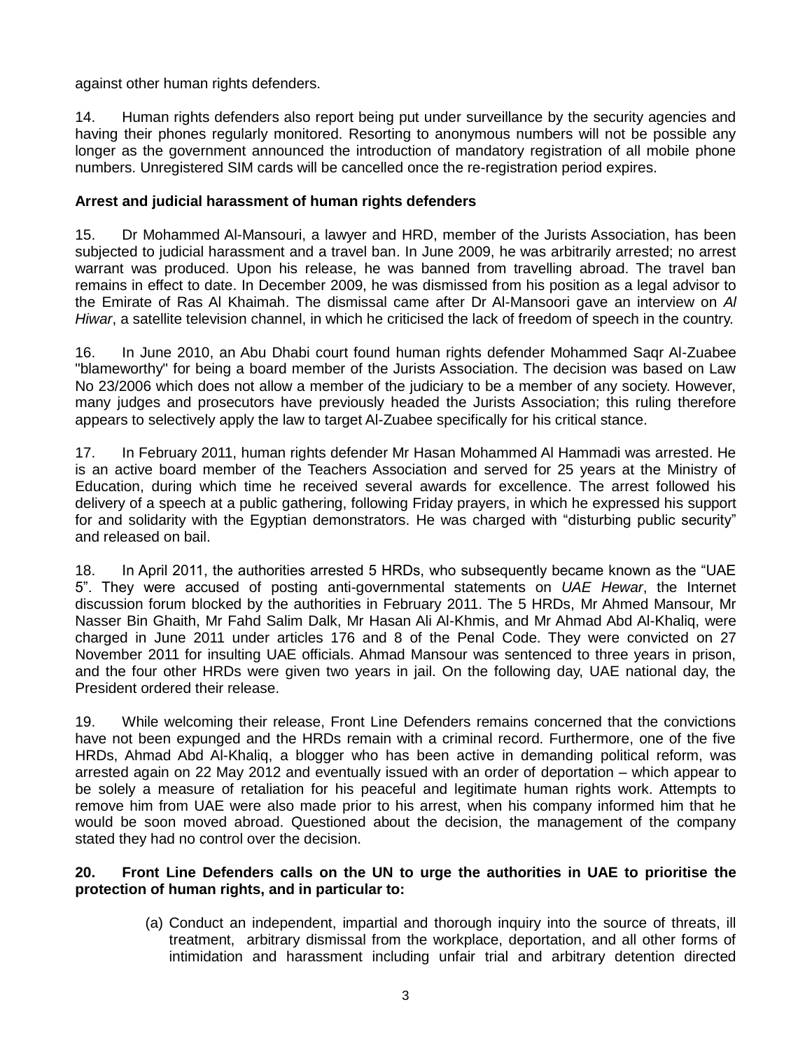against other human rights defenders.

14. Human rights defenders also report being put under surveillance by the security agencies and having their phones regularly monitored. Resorting to anonymous numbers will not be possible any longer as the government announced the introduction of mandatory registration of all mobile phone numbers. Unregistered SIM cards will be cancelled once the re-registration period expires.

**Arrest and judicial harassment of human rights defenders**

15. Dr Mohammed Al-Mansouri, a lawyer and HRD, member of the Jurists Association, has been subjected to judicial harassment and a travel ban. In June 2009, he was arbitrarily arrested; no arrest warrant was produced. Upon his release, he was banned from travelling abroad. The travel ban remains in effect to date. In December 2009, he was dismissed from his position as a legal advisor to the Emirate of Ras Al Khaimah. The dismissal came after Dr Al-Mansoori gave an interview on *Al Hiwar*, a satellite television channel, in which he criticised the lack of freedom of speech in the country.

16. In June 2010, an Abu Dhabi court found human rights defender Mohammed Saqr Al-Zuabee "blameworthy" for being a board member of the Jurists Association. The decision was based on Law No 23/2006 which does not allow a member of the judiciary to be a member of any society. However, many judges and prosecutors have previously headed the Jurists Association; this ruling therefore appears to selectively apply the law to target Al-Zuabee specifically for his critical stance.

17. In February 2011, human rights defender Mr Hasan Mohammed Al Hammadi was arrested. He is an active board member of the Teachers Association and served for 25 years at the Ministry of Education, during which time he received several awards for excellence. The arrest followed his delivery of a speech at a public gathering, following Friday prayers, in which he expressed his support for and solidarity with the Egyptian demonstrators. He was charged with "disturbing public security" and released on bail.

18. In April 2011, the authorities arrested 5 HRDs, who subsequently became known as the "UAE 5". They were accused of posting anti-governmental statements on *UAE Hewar*, the Internet discussion forum blocked by the authorities in February 2011. The 5 HRDs, Mr Ahmed Mansour, Mr Nasser Bin Ghaith, Mr Fahd Salim Dalk, Mr Hasan Ali Al-Khmis, and Mr Ahmad Abd Al-Khaliq, were charged in June 2011 under articles 176 and 8 of the Penal Code. They were convicted on 27 November 2011 for insulting UAE officials. Ahmad Mansour was sentenced to three years in prison, and the four other HRDs were given two years in jail. On the following day, UAE national day, the President ordered their release.

19. While welcoming their release, Front Line Defenders remains concerned that the convictions have not been expunged and the HRDs remain with a criminal record. Furthermore, one of the five HRDs, Ahmad Abd Al-Khaliq, a blogger who has been active in demanding political reform, was arrested again on 22 May 2012 and eventually issued with an order of deportation – which appear to be solely a measure of retaliation for his peaceful and legitimate human rights work. Attempts to remove him from UAE were also made prior to his arrest, when his company informed him that he would be soon moved abroad. Questioned about the decision, the management of the company stated they had no control over the decision.

**20. Front Line Defenders calls on the UN to urge the authorities in UAE to prioritise the protection of human rights, and in particular to:**

(a) Conduct an independent, impartial and thorough inquiry into the source of threats, ill treatment, arbitrary dismissal from the workplace, deportation, and all other forms of intimidation and harassment including unfair trial and arbitrary detention directed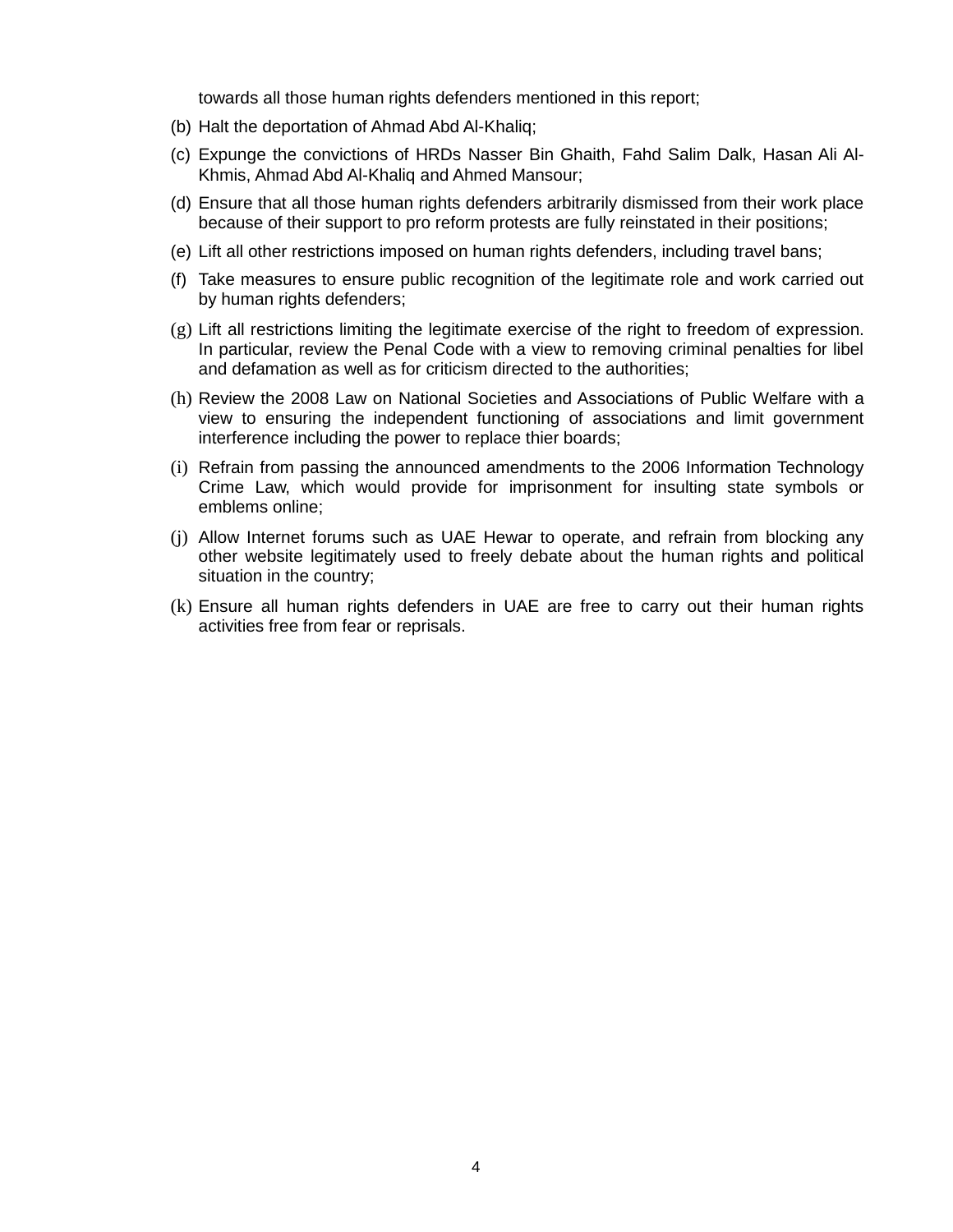towards all those human rights defenders mentioned in this report;

(b) Halt the deportation of Ahmad Abd Al-Khaliq;

(c) Expunge the convictions of HRDs Nasser Bin Ghaith, Fahd Salim Dalk, Hasan Ali Al-Khmis, Ahmad Abd Al-Khaliq and Ahmed Mansour;

(d) Ensure that all those human rights defenders arbitrarily dismissed from their work place because of their support to pro reform protests are fully reinstated in their positions;

(e) Lift all other restrictions imposed on human rights defenders, including travel bans;

(f) Take measures to ensure public recognition of the legitimate role and work carried out by human rights defenders;

(g) Lift all restrictions limiting the legitimate exercise of the right to freedom of expression. In particular, review the Penal Code with a view to removing criminal penalties for libel and defamation as well as for criticism directed to the authorities;

(h) Review the 2008 Law on National Societies and Associations of Public Welfare with a view to ensuring the independent functioning of associations and limit government interference including the power to replace thier boards;

(i) Refrain from passing the announced amendments to the 2006 Information Technology Crime Law, which would provide for imprisonment for insulting state symbols or emblems online;

(j) Allow Internet forums such as UAE Hewar to operate, and refrain from blocking any other website legitimately used to freely debate about the human rights and political situation in the country;

(k) Ensure all human rights defenders in UAE are free to carry out their human rights activities free from fear or reprisals.